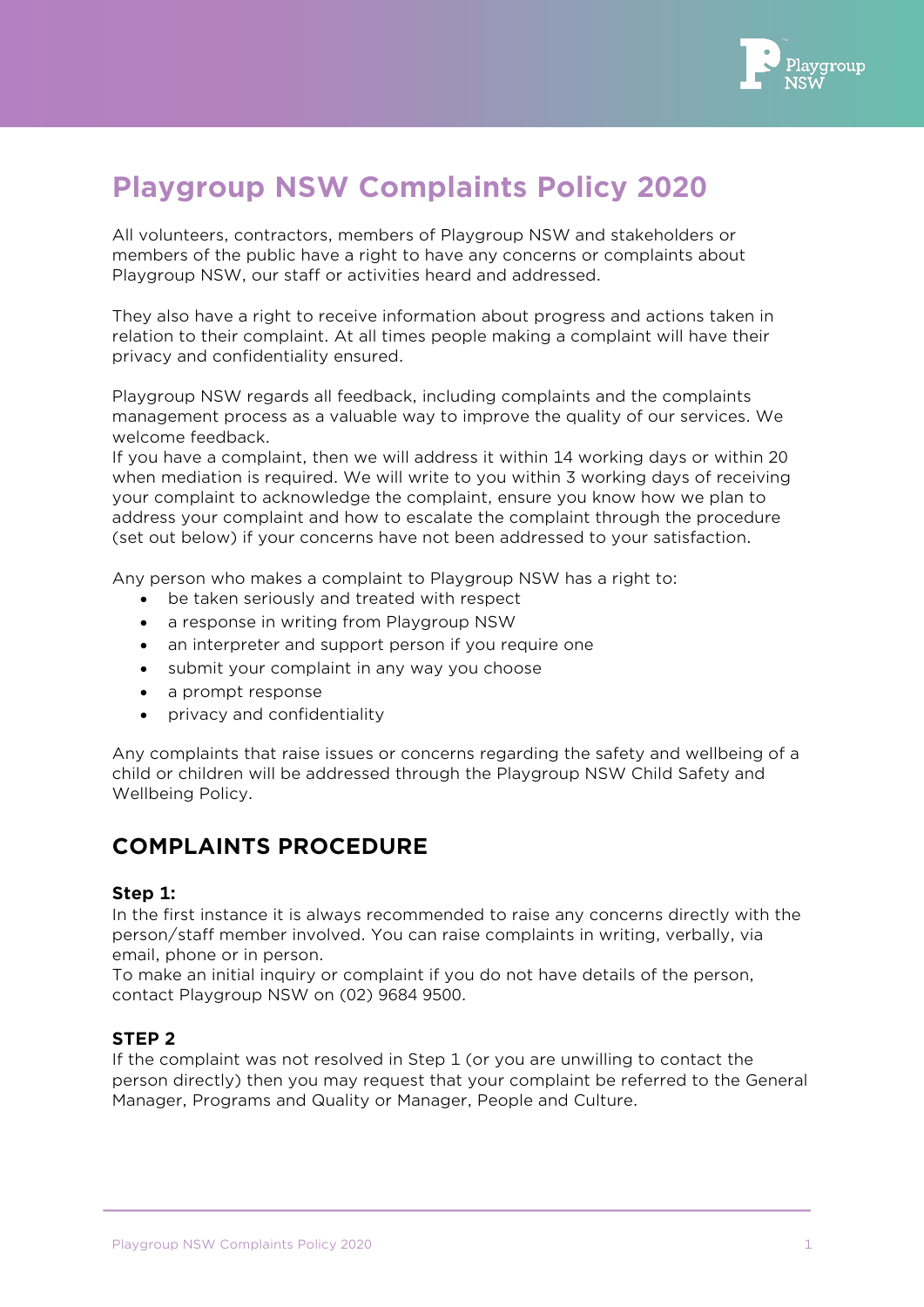# Playgroup NSW Complaints Policy 2020

All volunteers, contractors, members of Playgroup NSW and stakeholders or members of the public have a right to have any concerns or complaints about Playgroup NSW, our staff or activities heard and addressed.

They also have a right to receive information about progress and actions taken in relation to their complaint. At all times people making a complaint will have their privacy and confidentiality ensured.

Playgroup NSW regards all feedback, including complaints and the complaints management process as a valuable way to improve the quality of our services. We welcome feedback.
If you have a complaint, then we will address it within 14 working days or within 20 when mediation is required. We will write to you within 3 working days of receiving your complaint to acknowledge the complaint, ensure you know how we plan to address your complaint and how to escalate the complaint through the procedure (set out below) if your concerns have not been addressed to your satisfaction.

Any person who makes a complaint to Playgroup NSW has a right to:

- be taken seriously and treated with respect
- a response in writing from Playgroup NSW
- an interpreter and support person if you require one
- submit your complaint in any way you choose
- a prompt response
- privacy and confidentiality

Any complaints that raise issues or concerns regarding the safety and wellbeing of a child or children will be addressed through the Playgroup NSW Child Safety and Wellbeing Policy.

## COMPLAINTS PROCEDURE

### Step 1:

In the first instance it is always recommended to raise any concerns directly with the person/staff member involved. You can raise complaints in writing, verbally, via email, phone or in person.
To make an initial inquiry or complaint if you do not have details of the person, contact Playgroup NSW on (02) 9684 9500.

### STEP 2

If the complaint was not resolved in Step 1 (or you are unwilling to contact the person directly) then you may request that your complaint be referred to the General Manager, Programs and Quality or Manager, People and Culture.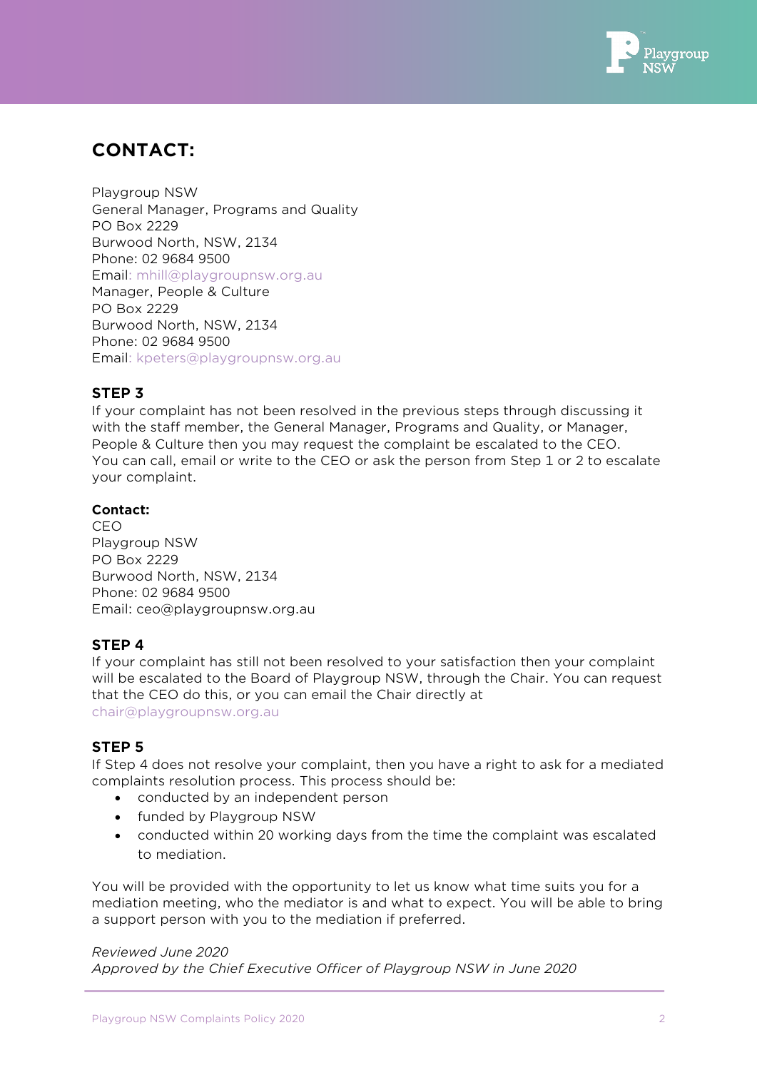## CONTACT:

Playgroup NSW
General Manager, Programs and Quality
PO Box 2229
Burwood North, NSW, 2134
Phone: 02 9684 9500
Email: mhill@playgroupnsw.org.au
Manager, People & Culture
PO Box 2229
Burwood North, NSW, 2134
Phone: 02 9684 9500
Email: kpeters@playgroupnsw.org.au

### STEP 3

If your complaint has not been resolved in the previous steps through discussing it with the staff member, the General Manager, Programs and Quality, or Manager, People & Culture then you may request the complaint be escalated to the CEO. You can call, email or write to the CEO or ask the person from Step 1 or 2 to escalate your complaint.

**Contact:**
CEO
Playgroup NSW
PO Box 2229
Burwood North, NSW, 2134
Phone: 02 9684 9500
Email: ceo@playgroupnsw.org.au

### STEP 4

If your complaint has still not been resolved to your satisfaction then your complaint will be escalated to the Board of Playgroup NSW, through the Chair. You can request that the CEO do this, or you can email the Chair directly at chair@playgroupnsw.org.au

### STEP 5

If Step 4 does not resolve your complaint, then you have a right to ask for a mediated complaints resolution process. This process should be:

- conducted by an independent person
- funded by Playgroup NSW
- conducted within 20 working days from the time the complaint was escalated to mediation.

You will be provided with the opportunity to let us know what time suits you for a mediation meeting, who the mediator is and what to expect. You will be able to bring a support person with you to the mediation if preferred.

*Reviewed June 2020*
*Approved by the Chief Executive Officer of Playgroup NSW in June 2020*